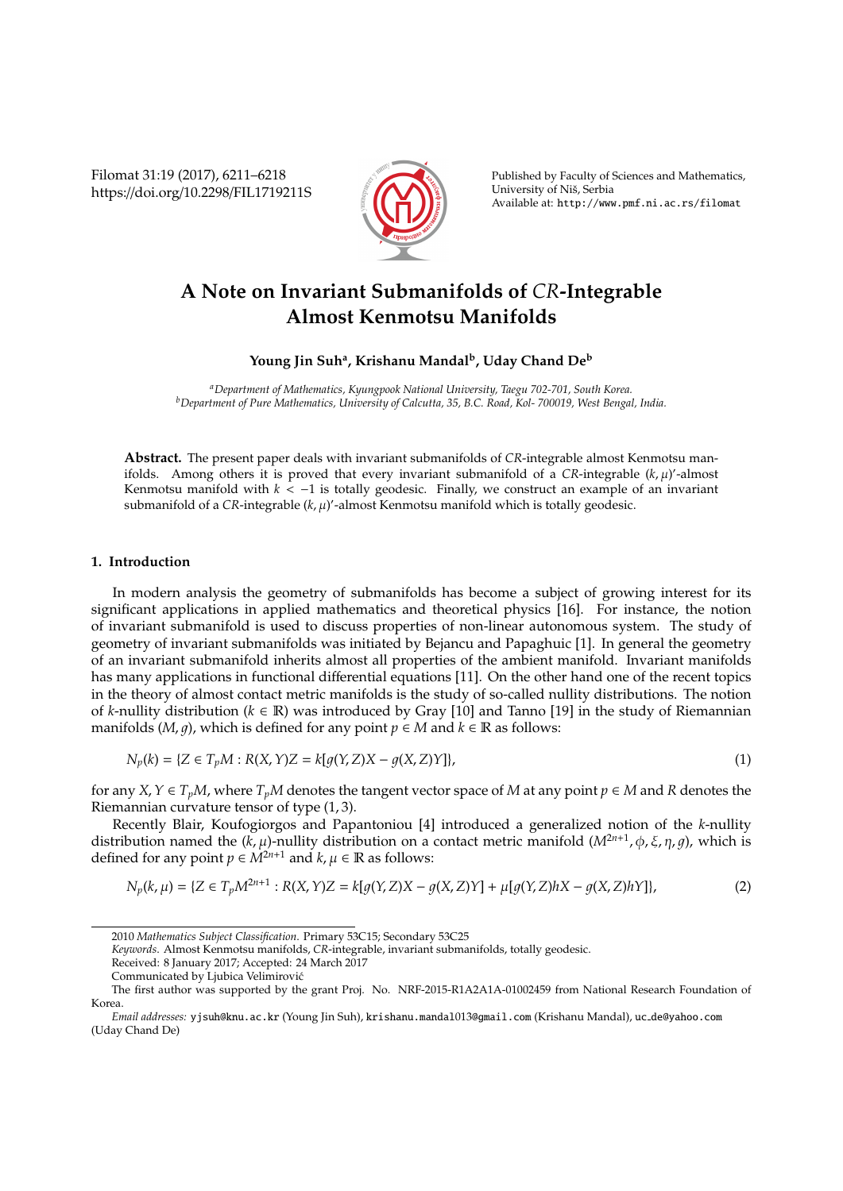# A Note on Invariant Submanifolds of *CR*-Integrable Almost Kenmotsu Manifolds

**Young Jin Suh[a], Krishanu Mandal[b], Uday Chand De[b]**

[a] *Department of Mathematics, Kyungpook National University, Taegu 702-701, South Korea.*
[b] *Department of Pure Mathematics, University of Calcutta, 35, B.C. Road, Kol- 700019, West Bengal, India.*

**Abstract.** The present paper deals with invariant submanifolds of *CR*-integrable almost Kenmotsu manifolds. Among others it is proved that every invariant submanifold of a *CR*-integrable $(k,\mu)'$-almost Kenmotsu manifold with $k < -1$ is totally geodesic. Finally, we construct an example of an invariant submanifold of a *CR*-integrable $(k,\mu)'$-almost Kenmotsu manifold which is totally geodesic.

## 1. Introduction

In modern analysis the geometry of submanifolds has become a subject of growing interest for its significant applications in applied mathematics and theoretical physics [16]. For instance, the notion of invariant submanifold is used to discuss properties of non-linear autonomous system. The study of geometry of invariant submanifolds was initiated by Bejancu and Papaghuic [1]. In general the geometry of an invariant submanifold inherits almost all properties of the ambient manifold. Invariant manifolds has many applications in functional differential equations [11]. On the other hand one of the recent topics in the theory of almost contact metric manifolds is the study of so-called nullity distributions. The notion of $k$-nullity distribution ($k \in \mathbb{R}$) was introduced by Gray [10] and Tanno [19] in the study of Riemannian manifolds $(M, g)$, which is defined for any point $p \in M$ and $k \in \mathbb{R}$ as follows:

$$N_p(k) = \{Z \in T_pM : R(X,Y)Z = k[g(Y,Z)X - g(X,Z)Y]\}, \tag{1}$$

for any $X, Y \in T_pM$, where $T_pM$ denotes the tangent vector space of $M$ at any point $p \in M$ and $R$ denotes the Riemannian curvature tensor of type $(1,3)$.

Recently Blair, Koufogiorgos and Papantoniou [4] introduced a generalized notion of the $k$-nullity distribution named the $(k,\mu)$-nullity distribution on a contact metric manifold $(M^{2n+1}, \phi, \xi, \eta, g)$, which is defined for any point $p \in M^{2n+1}$ and $k, \mu \in \mathbb{R}$ as follows:

$$N_p(k,\mu) = \{Z \in T_pM^{2n+1} : R(X,Y)Z = k[g(Y,Z)X - g(X,Z)Y] + \mu[g(Y,Z)hX - g(X,Z)hY]\}, \tag{2}$$

---

2010 *Mathematics Subject Classification*. Primary 53C15; Secondary 53C25

*Keywords*. Almost Kenmotsu manifolds, *CR*-integrable, invariant submanifolds, totally geodesic.

Received: 8 January 2017; Accepted: 24 March 2017

Communicated by Ljubica Velimirović

The first author was supported by the grant Proj. No. NRF-2015-R1A2A1A-01002459 from National Research Foundation of Korea.

*Email addresses:* yjsuh@knu.ac.kr (Young Jin Suh), krishanu.mandal013@gmail.com (Krishanu Mandal), uc_de@yahoo.com (Uday Chand De)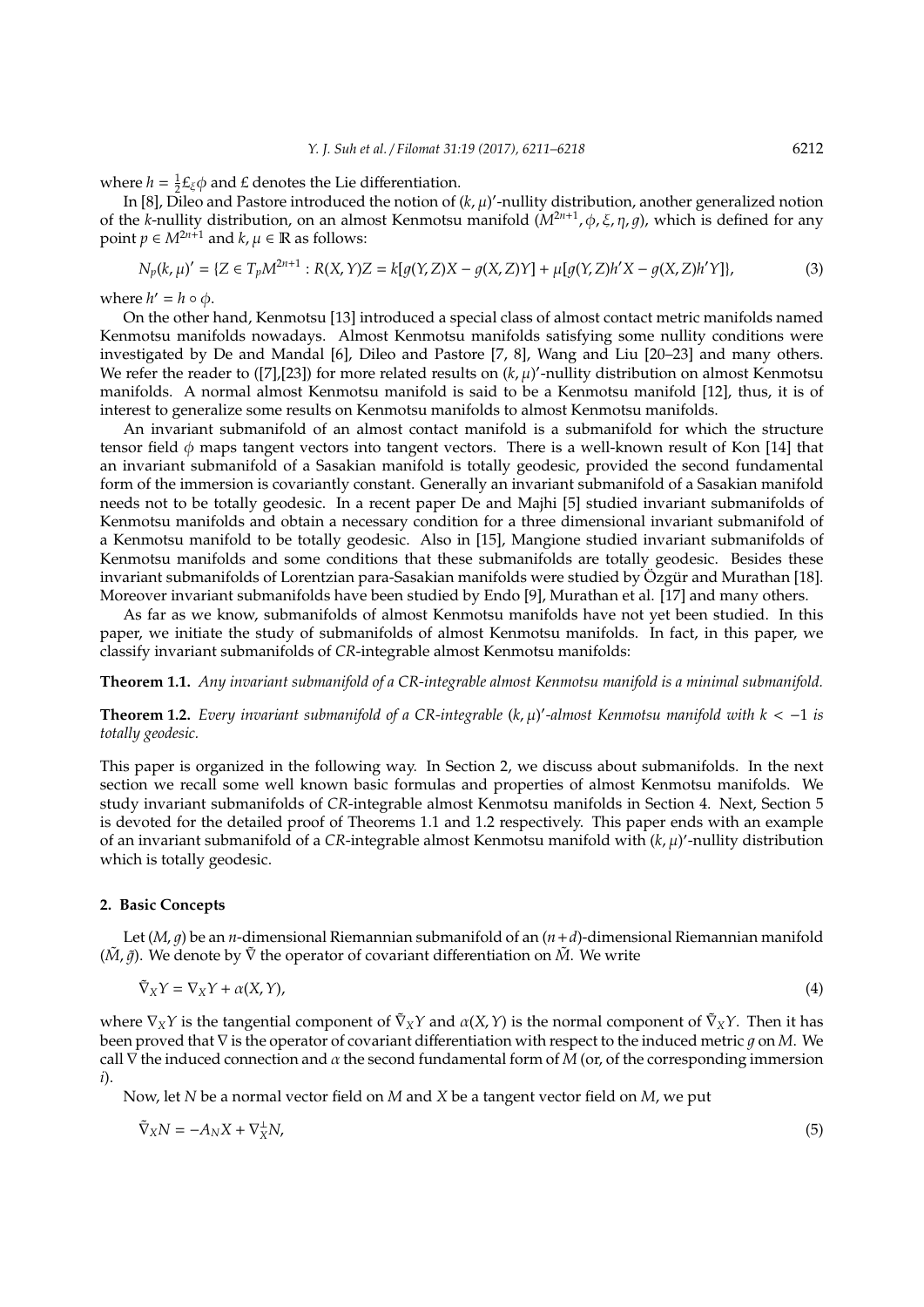where $h = \frac{1}{2}\pounds_\xi\phi$ and $\pounds$ denotes the Lie differentiation.

In [8], Dileo and Pastore introduced the notion of $(k,\mu)'$-nullity distribution, another generalized notion of the $k$-nullity distribution, on an almost Kenmotsu manifold $(M^{2n+1},\phi,\xi,\eta,g)$, which is defined for any point $p \in M^{2n+1}$ and $k,\mu \in \mathbb{R}$ as follows:

$$N_p(k,\mu)' = \{Z \in T_pM^{2n+1} : R(X,Y)Z = k[g(Y,Z)X - g(X,Z)Y] + \mu[g(Y,Z)h'X - g(X,Z)h'Y]\}, \tag{3}$$

where $h' = h \circ \phi$.

On the other hand, Kenmotsu [13] introduced a special class of almost contact metric manifolds named Kenmotsu manifolds nowadays. Almost Kenmotsu manifolds satisfying some nullity conditions were investigated by De and Mandal [6], Dileo and Pastore [7, 8], Wang and Liu [20–23] and many others. We refer the reader to ([7],[23]) for more related results on $(k,\mu)'$-nullity distribution on almost Kenmotsu manifolds. A normal almost Kenmotsu manifold is said to be a Kenmotsu manifold [12], thus, it is of interest to generalize some results on Kenmotsu manifolds to almost Kenmotsu manifolds.

An invariant submanifold of an almost contact manifold is a submanifold for which the structure tensor field $\phi$ maps tangent vectors into tangent vectors. There is a well-known result of Kon [14] that an invariant submanifold of a Sasakian manifold is totally geodesic, provided the second fundamental form of the immersion is covariantly constant. Generally an invariant submanifold of a Sasakian manifold needs not to be totally geodesic. In a recent paper De and Majhi [5] studied invariant submanifolds of Kenmotsu manifolds and obtain a necessary condition for a three dimensional invariant submanifold of a Kenmotsu manifold to be totally geodesic. Also in [15], Mangione studied invariant submanifolds of Kenmotsu manifolds and some conditions that these submanifolds are totally geodesic. Besides these invariant submanifolds of Lorentzian para-Sasakian manifolds were studied by Özgür and Murathan [18]. Moreover invariant submanifolds have been studied by Endo [9], Murathan et al. [17] and many others.

As far as we know, submanifolds of almost Kenmotsu manifolds have not yet been studied. In this paper, we initiate the study of submanifolds of almost Kenmotsu manifolds. In fact, in this paper, we classify invariant submanifolds of *CR*-integrable almost Kenmotsu manifolds:

**Theorem 1.1.** *Any invariant submanifold of a CR-integrable almost Kenmotsu manifold is a minimal submanifold.*

**Theorem 1.2.** *Every invariant submanifold of a CR-integrable $(k,\mu)'$-almost Kenmotsu manifold with $k < -1$ is totally geodesic.*

This paper is organized in the following way. In Section 2, we discuss about submanifolds. In the next section we recall some well known basic formulas and properties of almost Kenmotsu manifolds. We study invariant submanifolds of *CR*-integrable almost Kenmotsu manifolds in Section 4. Next, Section 5 is devoted for the detailed proof of Theorems 1.1 and 1.2 respectively. This paper ends with an example of an invariant submanifold of a *CR*-integrable almost Kenmotsu manifold with $(k,\mu)'$-nullity distribution which is totally geodesic.

## 2. Basic Concepts

Let $(M,g)$ be an $n$-dimensional Riemannian submanifold of an $(n+d)$-dimensional Riemannian manifold $(\tilde{M},\tilde{g})$. We denote by $\tilde{\nabla}$ the operator of covariant differentiation on $\tilde{M}$. We write

$$\tilde{\nabla}_X Y = \nabla_X Y + \alpha(X,Y), \tag{4}$$

where $\nabla_X Y$ is the tangential component of $\tilde{\nabla}_X Y$ and $\alpha(X,Y)$ is the normal component of $\tilde{\nabla}_X Y$. Then it has been proved that $\nabla$ is the operator of covariant differentiation with respect to the induced metric $g$ on $M$. We call $\nabla$ the induced connection and $\alpha$ the second fundamental form of $M$ (or, of the corresponding immersion $i$).

Now, let $N$ be a normal vector field on $M$ and $X$ be a tangent vector field on $M$, we put

$$\tilde{\nabla}_X N = -A_N X + \nabla^\perp_X N, \tag{5}$$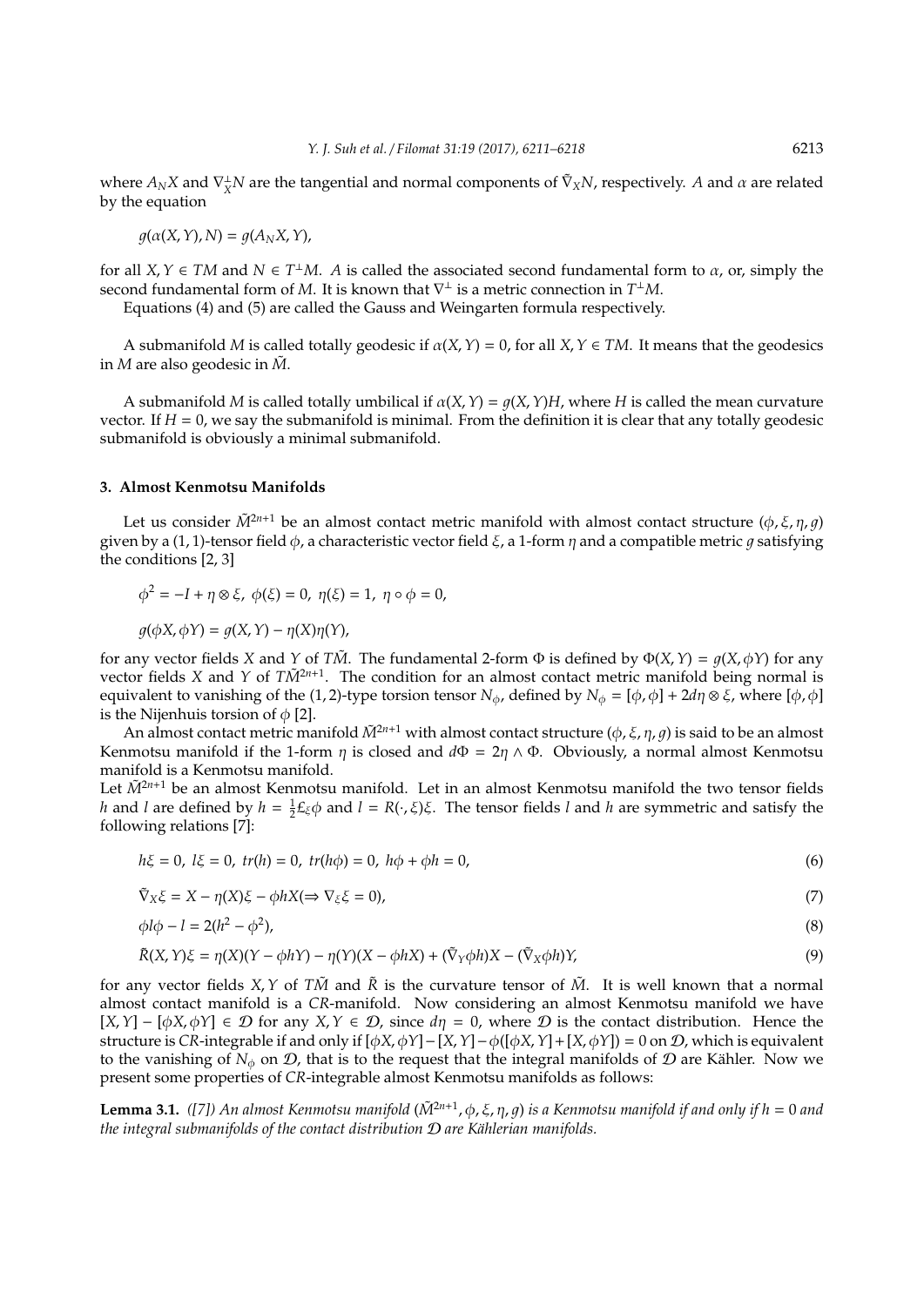where $A_N X$ and $\nabla^{\perp}_X N$ are the tangential and normal components of $\tilde{\nabla}_X N$, respectively. $A$ and $\alpha$ are related by the equation

$$g(\alpha(X,Y),N) = g(A_N X, Y),$$

for all $X, Y \in TM$ and $N \in T^{\perp}M$. $A$ is called the associated second fundamental form to $\alpha$, or, simply the second fundamental form of $M$. It is known that $\nabla^{\perp}$ is a metric connection in $T^{\perp}M$.

Equations (4) and (5) are called the Gauss and Weingarten formula respectively.

A submanifold $M$ is called totally geodesic if $\alpha(X,Y) = 0$, for all $X, Y \in TM$. It means that the geodesics in $M$ are also geodesic in $\tilde{M}$.

A submanifold $M$ is called totally umbilical if $\alpha(X,Y) = g(X,Y)H$, where $H$ is called the mean curvature vector. If $H = 0$, we say the submanifold is minimal. From the definition it is clear that any totally geodesic submanifold is obviously a minimal submanifold.

## 3. Almost Kenmotsu Manifolds

Let us consider $\tilde{M}^{2n+1}$ be an almost contact metric manifold with almost contact structure $(\phi, \xi, \eta, g)$ given by a (1, 1)-tensor field $\phi$, a characteristic vector field $\xi$, a 1-form $\eta$ and a compatible metric $g$ satisfying the conditions [2, 3]

$$\phi^2 = -I + \eta \otimes \xi, \ \phi(\xi) = 0, \ \eta(\xi) = 1, \ \eta \circ \phi = 0,$$

$$g(\phi X, \phi Y) = g(X,Y) - \eta(X)\eta(Y),$$

for any vector fields $X$ and $Y$ of $T\tilde{M}$. The fundamental 2-form $\Phi$ is defined by $\Phi(X,Y) = g(X, \phi Y)$ for any vector fields $X$ and $Y$ of $T\tilde{M}^{2n+1}$. The condition for an almost contact metric manifold being normal is equivalent to vanishing of the (1, 2)-type torsion tensor $N_\phi$, defined by $N_\phi = [\phi, \phi] + 2d\eta \otimes \xi$, where $[\phi, \phi]$ is the Nijenhuis torsion of $\phi$ [2].

An almost contact metric manifold $\tilde{M}^{2n+1}$ with almost contact structure $(\phi, \xi, \eta, g)$ is said to be an almost Kenmotsu manifold if the 1-form $\eta$ is closed and $d\Phi = 2\eta \wedge \Phi$. Obviously, a normal almost Kenmotsu manifold is a Kenmotsu manifold.

Let $\tilde{M}^{2n+1}$ be an almost Kenmotsu manifold. Let in an almost Kenmotsu manifold the two tensor fields $h$ and $l$ are defined by $h = \frac{1}{2}\pounds_\xi \phi$ and $l = R(\cdot, \xi)\xi$. The tensor fields $l$ and $h$ are symmetric and satisfy the following relations [7]:

$$h\xi = 0, \ l\xi = 0, \ tr(h) = 0, \ tr(h\phi) = 0, \ h\phi + \phi h = 0, \tag{6}$$

$$\tilde{\nabla}_X \xi = X - \eta(X)\xi - \phi h X (\Rightarrow \nabla_\xi \xi = 0), \tag{7}$$

$$\phi l \phi - l = 2(h^2 - \phi^2), \tag{8}$$

$$\tilde{R}(X,Y)\xi = \eta(X)(Y - \phi h Y) - \eta(Y)(X - \phi h X) + (\tilde{\nabla}_Y \phi h)X - (\tilde{\nabla}_X \phi h)Y, \tag{9}$$

for any vector fields $X, Y$ of $T\tilde{M}$ and $\tilde{R}$ is the curvature tensor of $\tilde{M}$. It is well known that a normal almost contact manifold is a *CR*-manifold. Now considering an almost Kenmotsu manifold we have $[X,Y] - [\phi X, \phi Y] \in \mathcal{D}$ for any $X, Y \in \mathcal{D}$, since $d\eta = 0$, where $\mathcal{D}$ is the contact distribution. Hence the structure is *CR*-integrable if and only if $[\phi X, \phi Y] - [X,Y] - \phi([\phi X, Y] + [X, \phi Y]) = 0$ on $\mathcal{D}$, which is equivalent to the vanishing of $N_\phi$ on $\mathcal{D}$, that is to the request that the integral manifolds of $\mathcal{D}$ are Kähler. Now we present some properties of *CR*-integrable almost Kenmotsu manifolds as follows:

**Lemma 3.1.** *([7]) An almost Kenmotsu manifold $(\tilde{M}^{2n+1}, \phi, \xi, \eta, g)$ is a Kenmotsu manifold if and only if $h = 0$ and the integral submanifolds of the contact distribution $\mathcal{D}$ are Kählerian manifolds.*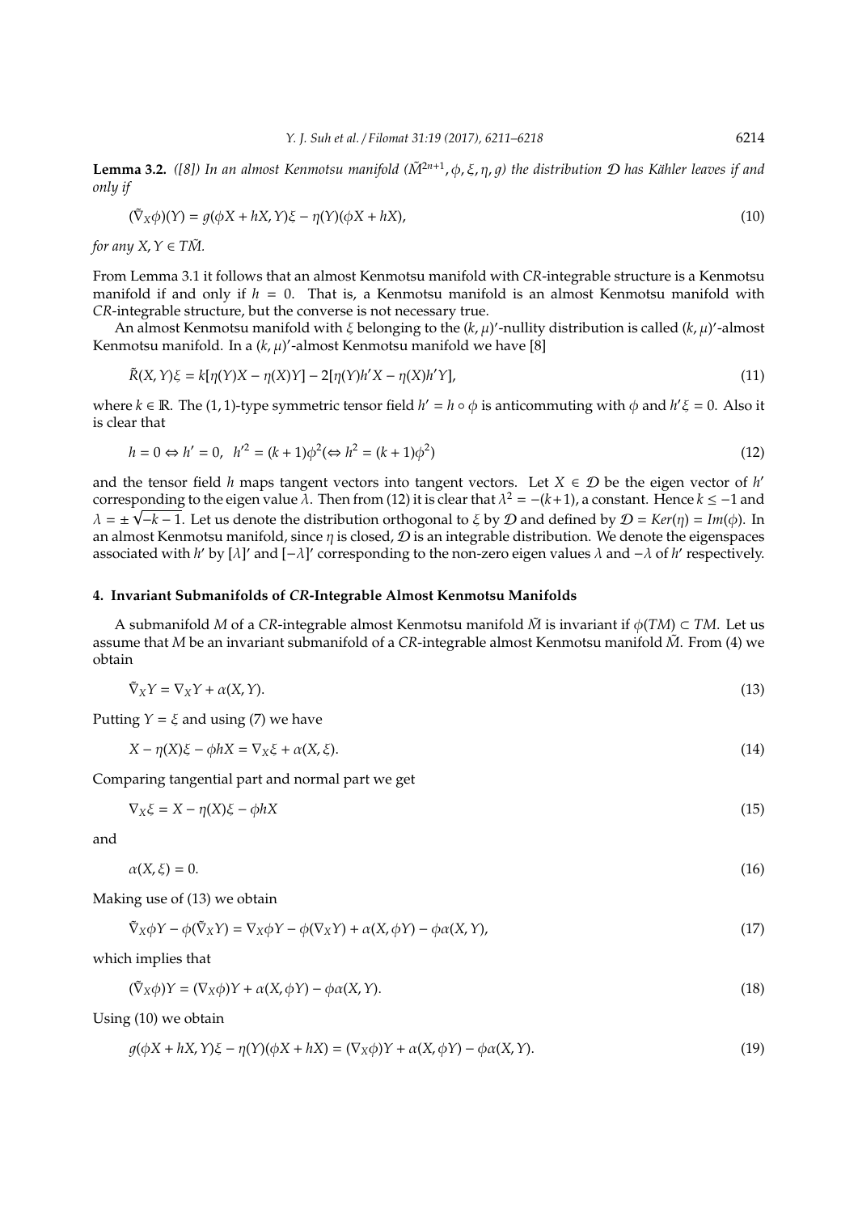**Lemma 3.2.** *([8]) In an almost Kenmotsu manifold $(\tilde{M}^{2n+1}, \phi, \xi, \eta, g)$ the distribution $\mathcal{D}$ has Kähler leaves if and only if*

$$(\tilde{\nabla}_X \phi)(Y) = g(\phi X + hX, Y)\xi - \eta(Y)(\phi X + hX), \tag{10}$$

*for any $X, Y \in T\tilde{M}$.*

From Lemma 3.1 it follows that an almost Kenmotsu manifold with *CR*-integrable structure is a Kenmotsu manifold if and only if $h = 0$. That is, a Kenmotsu manifold is an almost Kenmotsu manifold with *CR*-integrable structure, but the converse is not necessary true.

An almost Kenmotsu manifold with $\xi$ belonging to the $(k, \mu)'$-nullity distribution is called $(k, \mu)'$-almost Kenmotsu manifold. In a $(k, \mu)'$-almost Kenmotsu manifold we have [8]

$$\tilde{R}(X, Y)\xi = k[\eta(Y)X - \eta(X)Y] - 2[\eta(Y)h'X - \eta(X)h'Y], \tag{11}$$

where $k \in \mathbb{R}$. The $(1, 1)$-type symmetric tensor field $h' = h \circ \phi$ is anticommuting with $\phi$ and $h'\xi = 0$. Also it is clear that

$$h = 0 \Leftrightarrow h' = 0, \quad h'^2 = (k+1)\phi^2 (\Leftrightarrow h^2 = (k+1)\phi^2) \tag{12}$$

and the tensor field $h$ maps tangent vectors into tangent vectors. Let $X \in \mathcal{D}$ be the eigen vector of $h'$ corresponding to the eigen value $\lambda$. Then from (12) it is clear that $\lambda^2 = -(k+1)$, a constant. Hence $k \leq -1$ and $\lambda = \pm\sqrt{-k-1}$. Let us denote the distribution orthogonal to $\xi$ by $\mathcal{D}$ and defined by $\mathcal{D} = Ker(\eta) = Im(\phi)$. In an almost Kenmotsu manifold, since $\eta$ is closed, $\mathcal{D}$ is an integrable distribution. We denote the eigenspaces associated with $h'$ by $[\lambda]'$ and $[-\lambda]'$ corresponding to the non-zero eigen values $\lambda$ and $-\lambda$ of $h'$ respectively.

## 4. Invariant Submanifolds of *CR*-Integrable Almost Kenmotsu Manifolds

A submanifold $M$ of a *CR*-integrable almost Kenmotsu manifold $\tilde{M}$ is invariant if $\phi(TM) \subset TM$. Let us assume that $M$ be an invariant submanifold of a *CR*-integrable almost Kenmotsu manifold $\tilde{M}$. From (4) we obtain

$$\tilde{\nabla}_X Y = \nabla_X Y + \alpha(X, Y). \tag{13}$$

Putting $Y = \xi$ and using (7) we have

$$X - \eta(X)\xi - \phi hX = \nabla_X \xi + \alpha(X, \xi). \tag{14}$$

Comparing tangential part and normal part we get

$$\nabla_X \xi = X - \eta(X)\xi - \phi hX \tag{15}$$

and

$$\alpha(X, \xi) = 0. \tag{16}$$

Making use of (13) we obtain

$$\tilde{\nabla}_X \phi Y - \phi(\tilde{\nabla}_X Y) = \nabla_X \phi Y - \phi(\nabla_X Y) + \alpha(X, \phi Y) - \phi\alpha(X, Y), \tag{17}$$

which implies that

$$(\tilde{\nabla}_X \phi)Y = (\nabla_X \phi)Y + \alpha(X, \phi Y) - \phi\alpha(X, Y). \tag{18}$$

Using (10) we obtain

$$g(\phi X + hX, Y)\xi - \eta(Y)(\phi X + hX) = (\nabla_X \phi)Y + \alpha(X, \phi Y) - \phi\alpha(X, Y). \tag{19}$$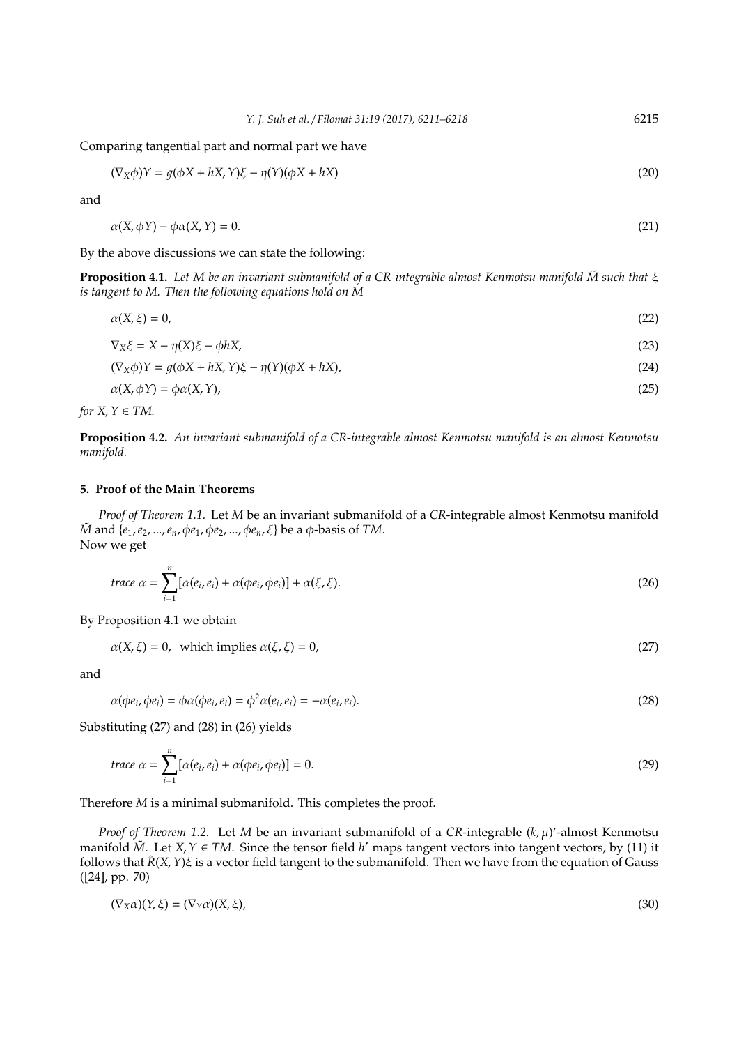Comparing tangential part and normal part we have

$$(\nabla_X \phi)Y = g(\phi X + hX, Y)\xi - \eta(Y)(\phi X + hX) \tag{20}$$

and

$$\alpha(X, \phi Y) - \phi\alpha(X, Y) = 0. \tag{21}$$

By the above discussions we can state the following:

**Proposition 4.1.** *Let $M$ be an invariant submanifold of a CR-integrable almost Kenmotsu manifold $\tilde{M}$ such that $\xi$ is tangent to $M$. Then the following equations hold on $M$*

$$\alpha(X, \xi) = 0, \tag{22}$$

$$\nabla_X \xi = X - \eta(X)\xi - \phi hX, \tag{23}$$

$$(\nabla_X \phi)Y = g(\phi X + hX, Y)\xi - \eta(Y)(\phi X + hX), \tag{24}$$

$$\alpha(X, \phi Y) = \phi\alpha(X, Y), \tag{25}$$

*for $X, Y \in TM$.*

**Proposition 4.2.** *An invariant submanifold of a CR-integrable almost Kenmotsu manifold is an almost Kenmotsu manifold.*

## 5. Proof of the Main Theorems

*Proof of Theorem 1.1.* Let $M$ be an invariant submanifold of a $CR$-integrable almost Kenmotsu manifold $\tilde{M}$ and $\{e_1, e_2, ..., e_n, \phi e_1, \phi e_2, ..., \phi e_n, \xi\}$ be a $\phi$-basis of $TM$.
Now we get

$$trace\ \alpha = \sum_{i=1}^{n}[\alpha(e_i, e_i) + \alpha(\phi e_i, \phi e_i)] + \alpha(\xi, \xi). \tag{26}$$

By Proposition 4.1 we obtain

$$\alpha(X, \xi) = 0, \quad \text{which implies } \alpha(\xi, \xi) = 0, \tag{27}$$

and

$$\alpha(\phi e_i, \phi e_i) = \phi\alpha(\phi e_i, e_i) = \phi^2\alpha(e_i, e_i) = -\alpha(e_i, e_i). \tag{28}$$

Substituting (27) and (28) in (26) yields

$$trace\ \alpha = \sum_{i=1}^{n}[\alpha(e_i, e_i) + \alpha(\phi e_i, \phi e_i)] = 0. \tag{29}$$

Therefore $M$ is a minimal submanifold. This completes the proof.

*Proof of Theorem 1.2.* Let $M$ be an invariant submanifold of a $CR$-integrable $(k, \mu)'$-almost Kenmotsu manifold $\tilde{M}$. Let $X, Y \in TM$. Since the tensor field $h'$ maps tangent vectors into tangent vectors, by (11) it follows that $\tilde{R}(X, Y)\xi$ is a vector field tangent to the submanifold. Then we have from the equation of Gauss ([24], pp. 70)

$$(\nabla_X \alpha)(Y, \xi) = (\nabla_Y \alpha)(X, \xi), \tag{30}$$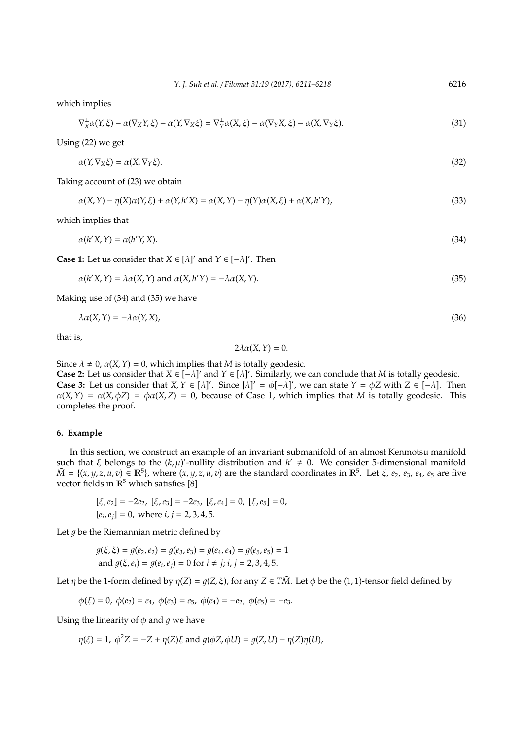which implies

$$\nabla^{\perp}_X \alpha(Y, \xi) - \alpha(\nabla_X Y, \xi) - \alpha(Y, \nabla_X \xi) = \nabla^{\perp}_Y \alpha(X, \xi) - \alpha(\nabla_Y X, \xi) - \alpha(X, \nabla_Y \xi). \tag{31}$$

Using (22) we get

$$\alpha(Y, \nabla_X \xi) = \alpha(X, \nabla_Y \xi). \tag{32}$$

Taking account of (23) we obtain

$$\alpha(X, Y) - \eta(X)\alpha(Y, \xi) + \alpha(Y, h'X) = \alpha(X, Y) - \eta(Y)\alpha(X, \xi) + \alpha(X, h'Y), \tag{33}$$

which implies that

$$\alpha(h'X, Y) = \alpha(h'Y, X). \tag{34}$$

**Case 1:** Let us consider that $X \in [\lambda]'$ and $Y \in [-\lambda]'$. Then

$$\alpha(h'X, Y) = \lambda\alpha(X, Y) \text{ and } \alpha(X, h'Y) = -\lambda\alpha(X, Y). \tag{35}$$

Making use of (34) and (35) we have

$$\lambda\alpha(X, Y) = -\lambda\alpha(Y, X), \tag{36}$$

that is,

$$2\lambda\alpha(X, Y) = 0.$$

Since $\lambda \neq 0$, $\alpha(X, Y) = 0$, which implies that $M$ is totally geodesic.
**Case 2:** Let us consider that $X \in [-\lambda]'$ and $Y \in [\lambda]'$. Similarly, we can conclude that $M$ is totally geodesic.
**Case 3:** Let us consider that $X, Y \in [\lambda]'$. Since $[\lambda]' = \phi[-\lambda]'$, we can state $Y = \phi Z$ with $Z \in [-\lambda]$. Then $\alpha(X, Y) = \alpha(X, \phi Z) = \phi\alpha(X, Z) = 0$, because of Case 1, which implies that $M$ is totally geodesic. This completes the proof.

## 6. Example

In this section, we construct an example of an invariant submanifold of an almost Kenmotsu manifold such that $\xi$ belongs to the $(k, \mu)'$-nullity distribution and $h' \neq 0$. We consider 5-dimensional manifold $\tilde{M} = \{(x, y, z, u, v) \in \mathbb{R}^5\}$, where $(x, y, z, u, v)$ are the standard coordinates in $\mathbb{R}^5$. Let $\xi$, $e_2$, $e_3$, $e_4$, $e_5$ are five vector fields in $\mathbb{R}^5$ which satisfies [8]

$$[\xi, e_2] = -2e_2,\ [\xi, e_3] = -2e_3,\ [\xi, e_4] = 0,\ [\xi, e_5] = 0,$$
$$[e_i, e_j] = 0, \text{ where } i, j = 2, 3, 4, 5.$$

Let $g$ be the Riemannian metric defined by

$$g(\xi, \xi) = g(e_2, e_2) = g(e_3, e_3) = g(e_4, e_4) = g(e_5, e_5) = 1$$
$$\text{and } g(\xi, e_i) = g(e_i, e_j) = 0 \text{ for } i \neq j;\ i, j = 2, 3, 4, 5.$$

Let $\eta$ be the 1-form defined by $\eta(Z) = g(Z, \xi)$, for any $Z \in T\tilde{M}$. Let $\phi$ be the $(1, 1)$-tensor field defined by

$$\phi(\xi) = 0,\ \phi(e_2) = e_4,\ \phi(e_3) = e_5,\ \phi(e_4) = -e_2,\ \phi(e_5) = -e_3.$$

Using the linearity of $\phi$ and $g$ we have

$$\eta(\xi) = 1,\ \phi^2 Z = -Z + \eta(Z)\xi \text{ and } g(\phi Z, \phi U) = g(Z, U) - \eta(Z)\eta(U),$$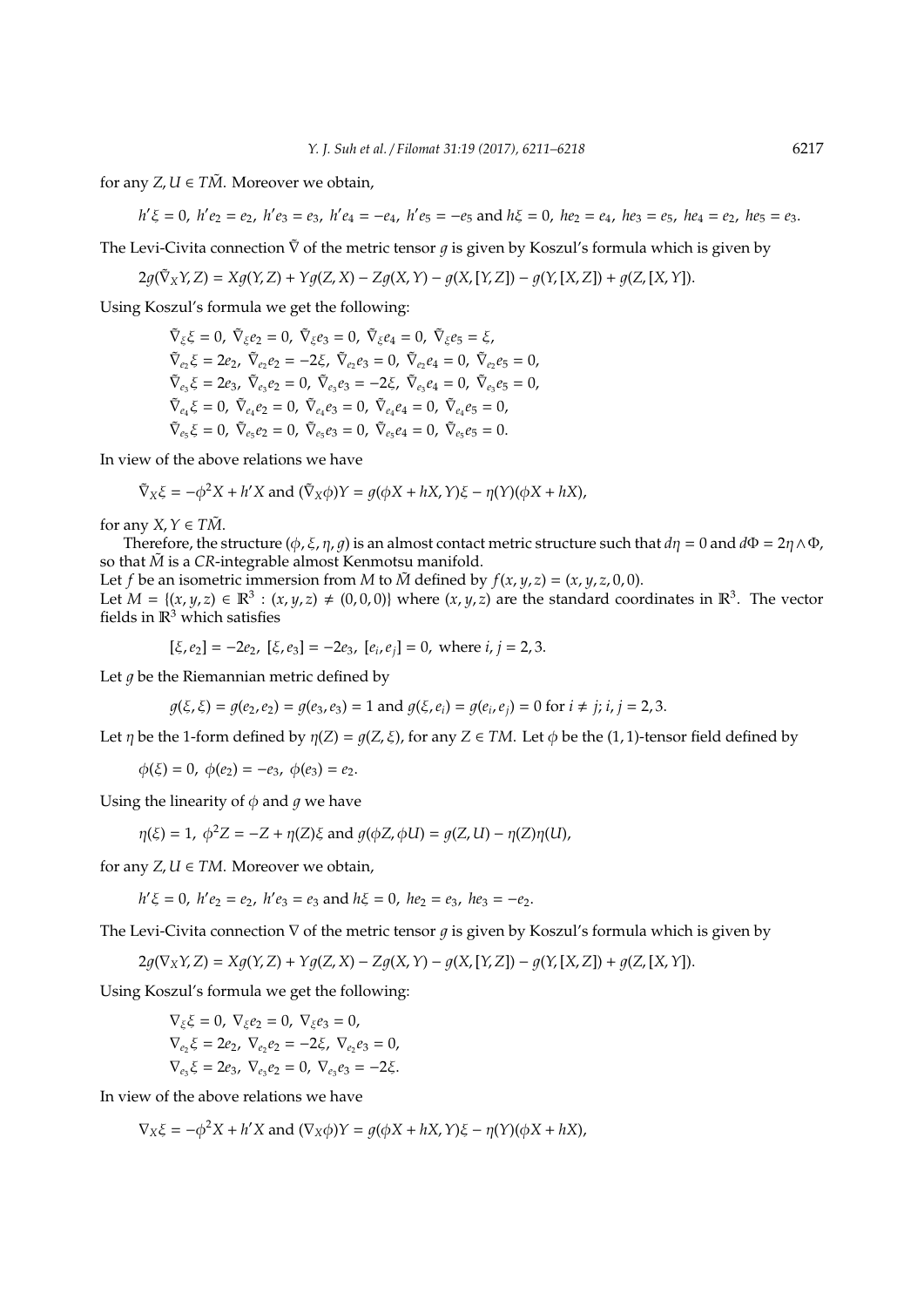for any $Z, U \in T\tilde{M}$. Moreover we obtain,

$$h'\xi = 0,\ h'e_2 = e_2,\ h'e_3 = e_3,\ h'e_4 = -e_4,\ h'e_5 = -e_5 \text{ and } h\xi = 0,\ he_2 = e_4,\ he_3 = e_5,\ he_4 = e_2,\ he_5 = e_3.$$

The Levi-Civita connection $\tilde{\nabla}$ of the metric tensor $g$ is given by Koszul's formula which is given by

$$2g(\tilde{\nabla}_X Y, Z) = Xg(Y, Z) + Yg(Z, X) - Zg(X, Y) - g(X, [Y, Z]) - g(Y, [X, Z]) + g(Z, [X, Y]).$$

Using Koszul's formula we get the following:

$$\tilde{\nabla}_\xi \xi = 0,\ \tilde{\nabla}_\xi e_2 = 0,\ \tilde{\nabla}_\xi e_3 = 0,\ \tilde{\nabla}_\xi e_4 = 0,\ \tilde{\nabla}_\xi e_5 = \xi,$$
$$\tilde{\nabla}_{e_2} \xi = 2e_2,\ \tilde{\nabla}_{e_2} e_2 = -2\xi,\ \tilde{\nabla}_{e_2} e_3 = 0,\ \tilde{\nabla}_{e_2} e_4 = 0,\ \tilde{\nabla}_{e_2} e_5 = 0,$$
$$\tilde{\nabla}_{e_3} \xi = 2e_3,\ \tilde{\nabla}_{e_3} e_2 = 0,\ \tilde{\nabla}_{e_3} e_3 = -2\xi,\ \tilde{\nabla}_{e_3} e_4 = 0,\ \tilde{\nabla}_{e_3} e_5 = 0,$$
$$\tilde{\nabla}_{e_4} \xi = 0,\ \tilde{\nabla}_{e_4} e_2 = 0,\ \tilde{\nabla}_{e_4} e_3 = 0,\ \tilde{\nabla}_{e_4} e_4 = 0,\ \tilde{\nabla}_{e_4} e_5 = 0,$$
$$\tilde{\nabla}_{e_5} \xi = 0,\ \tilde{\nabla}_{e_5} e_2 = 0,\ \tilde{\nabla}_{e_5} e_3 = 0,\ \tilde{\nabla}_{e_5} e_4 = 0,\ \tilde{\nabla}_{e_5} e_5 = 0.$$

In view of the above relations we have

$$\tilde{\nabla}_X \xi = -\phi^2 X + h'X \text{ and } (\tilde{\nabla}_X \phi)Y = g(\phi X + hX, Y)\xi - \eta(Y)(\phi X + hX),$$

for any $X, Y \in T\tilde{M}$.

Therefore, the structure $(\phi, \xi, \eta, g)$ is an almost contact metric structure such that $d\eta = 0$ and $d\Phi = 2\eta \wedge \Phi$, so that $\tilde{M}$ is a $CR$-integrable almost Kenmotsu manifold.

Let $f$ be an isometric immersion from $M$ to $\tilde{M}$ defined by $f(x, y, z) = (x, y, z, 0, 0)$.

Let $M = \{(x, y, z) \in \mathbb{R}^3 : (x, y, z) \neq (0, 0, 0)\}$ where $(x, y, z)$ are the standard coordinates in $\mathbb{R}^3$. The vector fields in $\mathbb{R}^3$ which satisfies

$$[\xi, e_2] = -2e_2,\ [\xi, e_3] = -2e_3,\ [e_i, e_j] = 0, \text{ where } i, j = 2, 3.$$

Let $g$ be the Riemannian metric defined by

$$g(\xi, \xi) = g(e_2, e_2) = g(e_3, e_3) = 1 \text{ and } g(\xi, e_i) = g(e_i, e_j) = 0 \text{ for } i \neq j;\ i, j = 2, 3.$$

Let $\eta$ be the 1-form defined by $\eta(Z) = g(Z, \xi)$, for any $Z \in TM$. Let $\phi$ be the $(1, 1)$-tensor field defined by

$$\phi(\xi) = 0,\ \phi(e_2) = -e_3,\ \phi(e_3) = e_2.$$

Using the linearity of $\phi$ and $g$ we have

$$\eta(\xi) = 1,\ \phi^2 Z = -Z + \eta(Z)\xi \text{ and } g(\phi Z, \phi U) = g(Z, U) - \eta(Z)\eta(U),$$

for any $Z, U \in TM$. Moreover we obtain,

$$h'\xi = 0,\ h'e_2 = e_2,\ h'e_3 = e_3 \text{ and } h\xi = 0,\ he_2 = e_3,\ he_3 = -e_2.$$

The Levi-Civita connection $\nabla$ of the metric tensor $g$ is given by Koszul's formula which is given by

$$2g(\nabla_X Y, Z) = Xg(Y, Z) + Yg(Z, X) - Zg(X, Y) - g(X, [Y, Z]) - g(Y, [X, Z]) + g(Z, [X, Y]).$$

Using Koszul's formula we get the following:

$$\nabla_\xi \xi = 0,\ \nabla_\xi e_2 = 0,\ \nabla_\xi e_3 = 0,$$
$$\nabla_{e_2} \xi = 2e_2,\ \nabla_{e_2} e_2 = -2\xi,\ \nabla_{e_2} e_3 = 0,$$
$$\nabla_{e_3} \xi = 2e_3,\ \nabla_{e_3} e_2 = 0,\ \nabla_{e_3} e_3 = -2\xi.$$

In view of the above relations we have

$$\nabla_X \xi = -\phi^2 X + h'X \text{ and } (\nabla_X \phi)Y = g(\phi X + hX, Y)\xi - \eta(Y)(\phi X + hX),$$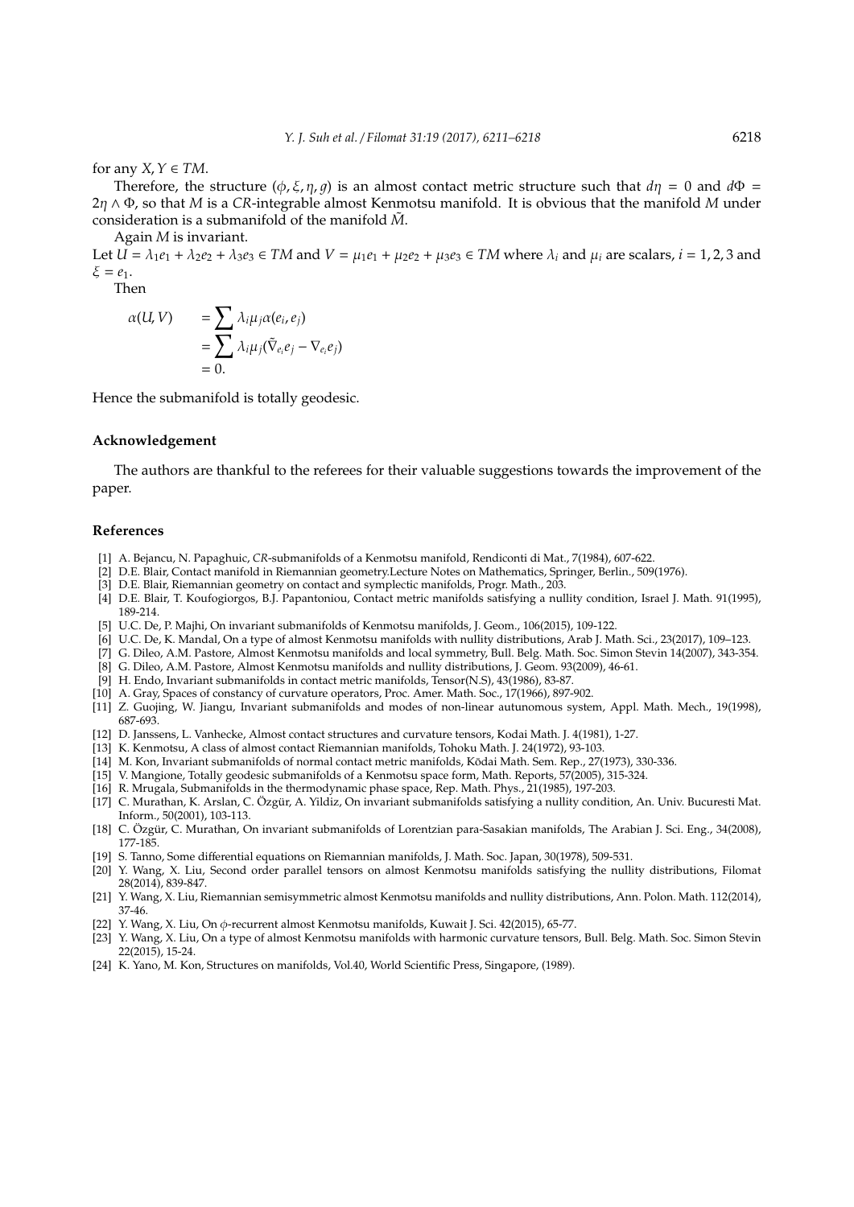for any $X, Y \in TM$.

Therefore, the structure $(\phi, \xi, \eta, g)$ is an almost contact metric structure such that $d\eta = 0$ and $d\Phi = 2\eta \wedge \Phi$, so that $M$ is a $CR$-integrable almost Kenmotsu manifold. It is obvious that the manifold $M$ under consideration is a submanifold of the manifold $\tilde{M}$.

Again $M$ is invariant.

Let $U = \lambda_1 e_1 + \lambda_2 e_2 + \lambda_3 e_3 \in TM$ and $V = \mu_1 e_1 + \mu_2 e_2 + \mu_3 e_3 \in TM$ where $\lambda_i$ and $\mu_i$ are scalars, $i = 1, 2, 3$ and $\xi = e_1$.

Then

$$
\begin{aligned}
\alpha(U, V) &= \sum \lambda_i \mu_j \alpha(e_i, e_j) \\
&= \sum \lambda_i \mu_j (\tilde{\nabla}_{e_i} e_j - \nabla_{e_i} e_j) \\
&= 0.
\end{aligned}
$$

Hence the submanifold is totally geodesic.

## Acknowledgement

The authors are thankful to the referees for their valuable suggestions towards the improvement of the paper.

## References

[1] A. Bejancu, N. Papaghuic, *CR*-submanifolds of a Kenmotsu manifold, Rendiconti di Mat., 7(1984), 607-622.

[2] D.E. Blair, Contact manifold in Riemannian geometry.Lecture Notes on Mathematics, Springer, Berlin., 509(1976).

[3] D.E. Blair, Riemannian geometry on contact and symplectic manifolds, Progr. Math., 203.

[4] D.E. Blair, T. Koufogiorgos, B.J. Papantoniou, Contact metric manifolds satisfying a nullity condition, Israel J. Math. 91(1995), 189-214.

[5] U.C. De, P. Majhi, On invariant submanifolds of Kenmotsu manifolds, J. Geom., 106(2015), 109-122.

[6] U.C. De, K. Mandal, On a type of almost Kenmotsu manifolds with nullity distributions, Arab J. Math. Sci., 23(2017), 109–123.

[7] G. Dileo, A.M. Pastore, Almost Kenmotsu manifolds and local symmetry, Bull. Belg. Math. Soc. Simon Stevin 14(2007), 343-354.

[8] G. Dileo, A.M. Pastore, Almost Kenmotsu manifolds and nullity distributions, J. Geom. 93(2009), 46-61.

[9] H. Endo, Invariant submanifolds in contact metric manifolds, Tensor(N.S), 43(1986), 83-87.

[10] A. Gray, Spaces of constancy of curvature operators, Proc. Amer. Math. Soc., 17(1966), 897-902.

[11] Z. Guojing, W. Jiangu, Invariant submanifolds and modes of non-linear autunomous system, Appl. Math. Mech., 19(1998), 687-693.

[12] D. Janssens, L. Vanhecke, Almost contact structures and curvature tensors, Kodai Math. J. 4(1981), 1-27.

[13] K. Kenmotsu, A class of almost contact Riemannian manifolds, Tohoku Math. J. 24(1972), 93-103.

[14] M. Kon, Invariant submanifolds of normal contact metric manifolds, Kōdai Math. Sem. Rep., 27(1973), 330-336.

[15] V. Mangione, Totally geodesic submanifolds of a Kenmotsu space form, Math. Reports, 57(2005), 315-324.

[16] R. Mrugala, Submanifolds in the thermodynamic phase space, Rep. Math. Phys., 21(1985), 197-203.

[17] C. Murathan, K. Arslan, C. Özgür, A. Yildiz, On invariant submanifolds satisfying a nullity condition, An. Univ. Bucuresti Mat. Inform., 50(2001), 103-113.

[18] C. Özgür, C. Murathan, On invariant submanifolds of Lorentzian para-Sasakian manifolds, The Arabian J. Sci. Eng., 34(2008), 177-185.

[19] S. Tanno, Some differential equations on Riemannian manifolds, J. Math. Soc. Japan, 30(1978), 509-531.

[20] Y. Wang, X. Liu, Second order parallel tensors on almost Kenmotsu manifolds satisfying the nullity distributions, Filomat 28(2014), 839-847.

[21] Y. Wang, X. Liu, Riemannian semisymmetric almost Kenmotsu manifolds and nullity distributions, Ann. Polon. Math. 112(2014), 37-46.

[22] Y. Wang, X. Liu, On $\phi$-recurrent almost Kenmotsu manifolds, Kuwait J. Sci. 42(2015), 65-77.

[23] Y. Wang, X. Liu, On a type of almost Kenmotsu manifolds with harmonic curvature tensors, Bull. Belg. Math. Soc. Simon Stevin 22(2015), 15-24.

[24] K. Yano, M. Kon, Structures on manifolds, Vol.40, World Scientific Press, Singapore, (1989).